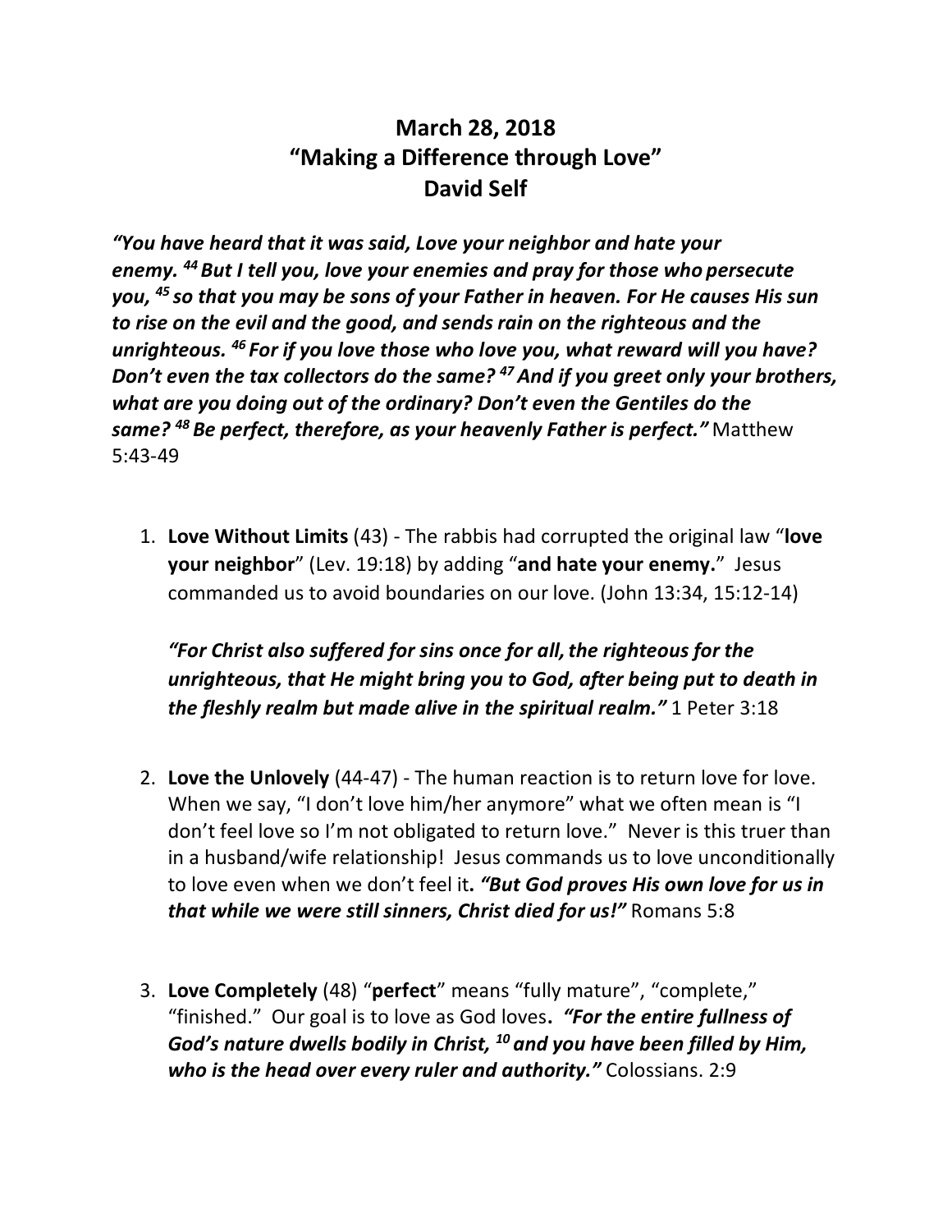# March 28, 2018
# "Making a Difference through Love"
# David Self

***"You have heard that it was said, Love your neighbor and hate your enemy. [44] But I tell you, love your enemies and pray for those who persecute you, [45] so that you may be sons of your Father in heaven. For He causes His sun to rise on the evil and the good, and sends rain on the righteous and the unrighteous. [46] For if you love those who love you, what reward will you have? Don't even the tax collectors do the same? [47] And if you greet only your brothers, what are you doing out of the ordinary? Don't even the Gentiles do the same? [48] Be perfect, therefore, as your heavenly Father is perfect."*** Matthew 5:43-49

1. **Love Without Limits** (43) - The rabbis had corrupted the original law "**love your neighbor**" (Lev. 19:18) by adding "**and hate your enemy.**" Jesus commanded us to avoid boundaries on our love. (John 13:34, 15:12-14)

   ***"For Christ also suffered for sins once for all, the righteous for the unrighteous, that He might bring you to God, after being put to death in the fleshly realm but made alive in the spiritual realm."*** 1 Peter 3:18

2. **Love the Unlovely** (44-47) - The human reaction is to return love for love. When we say, "I don't love him/her anymore" what we often mean is "I don't feel love so I'm not obligated to return love." Never is this truer than in a husband/wife relationship! Jesus commands us to love unconditionally to love even when we don't feel it**. *"But God proves His own love for us in that while we were still sinners, Christ died for us!"*** Romans 5:8

3. **Love Completely** (48) "**perfect**" means "fully mature", "complete," "finished." Our goal is to love as God loves**. *"For the entire fullness of God's nature dwells bodily in Christ, [10] and you have been filled by Him, who is the head over every ruler and authority."*** Colossians. 2:9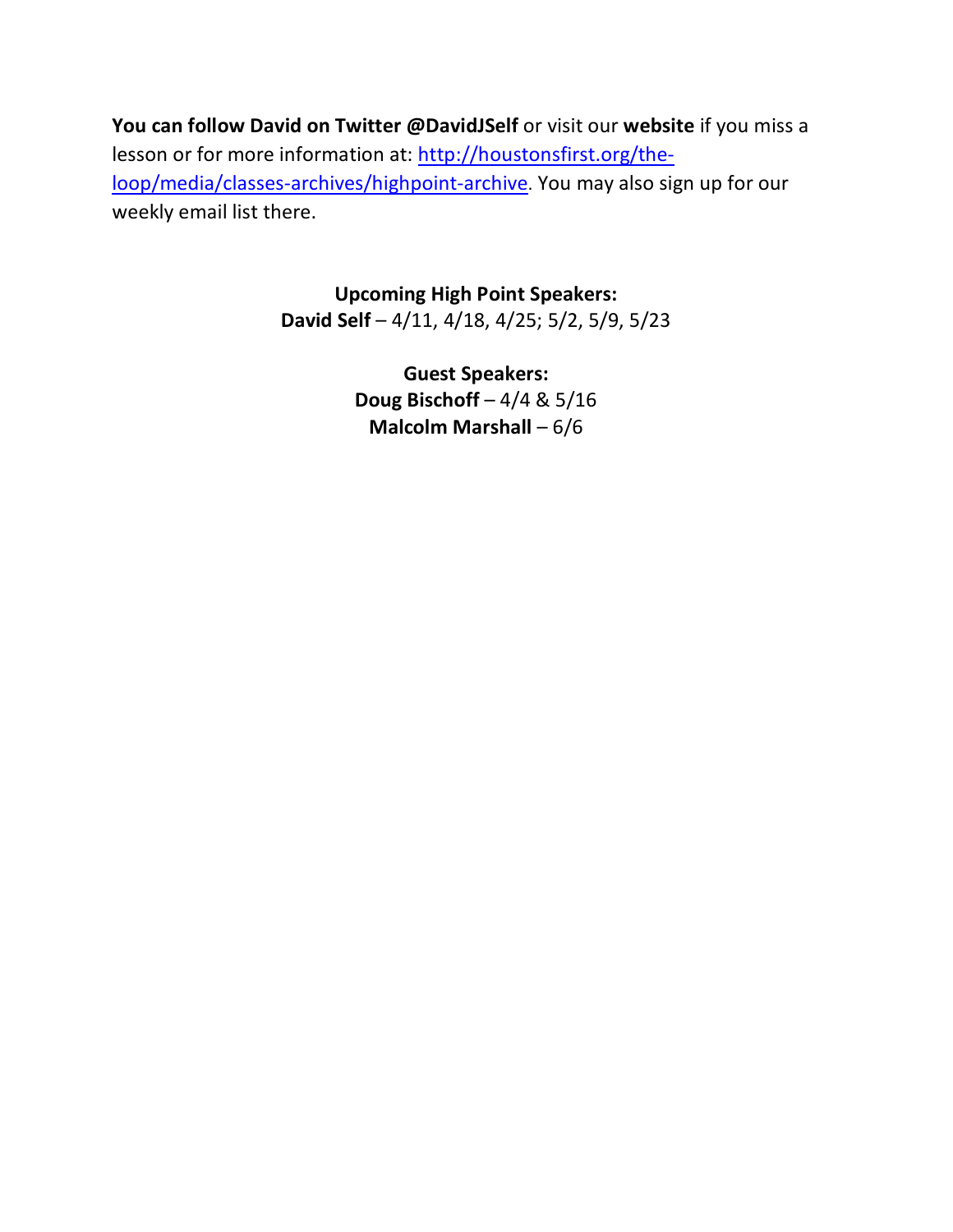**You can follow David on Twitter @DavidJSelf** or visit our **website** if you miss a lesson or for more information at: http://houstonsfirst.org/the-loop/media/classes-archives/highpoint-archive. You may also sign up for our weekly email list there.

**Upcoming High Point Speakers:**
**David Self** – 4/11, 4/18, 4/25; 5/2, 5/9, 5/23

**Guest Speakers:**
**Doug Bischoff** – 4/4 & 5/16
**Malcolm Marshall** – 6/6